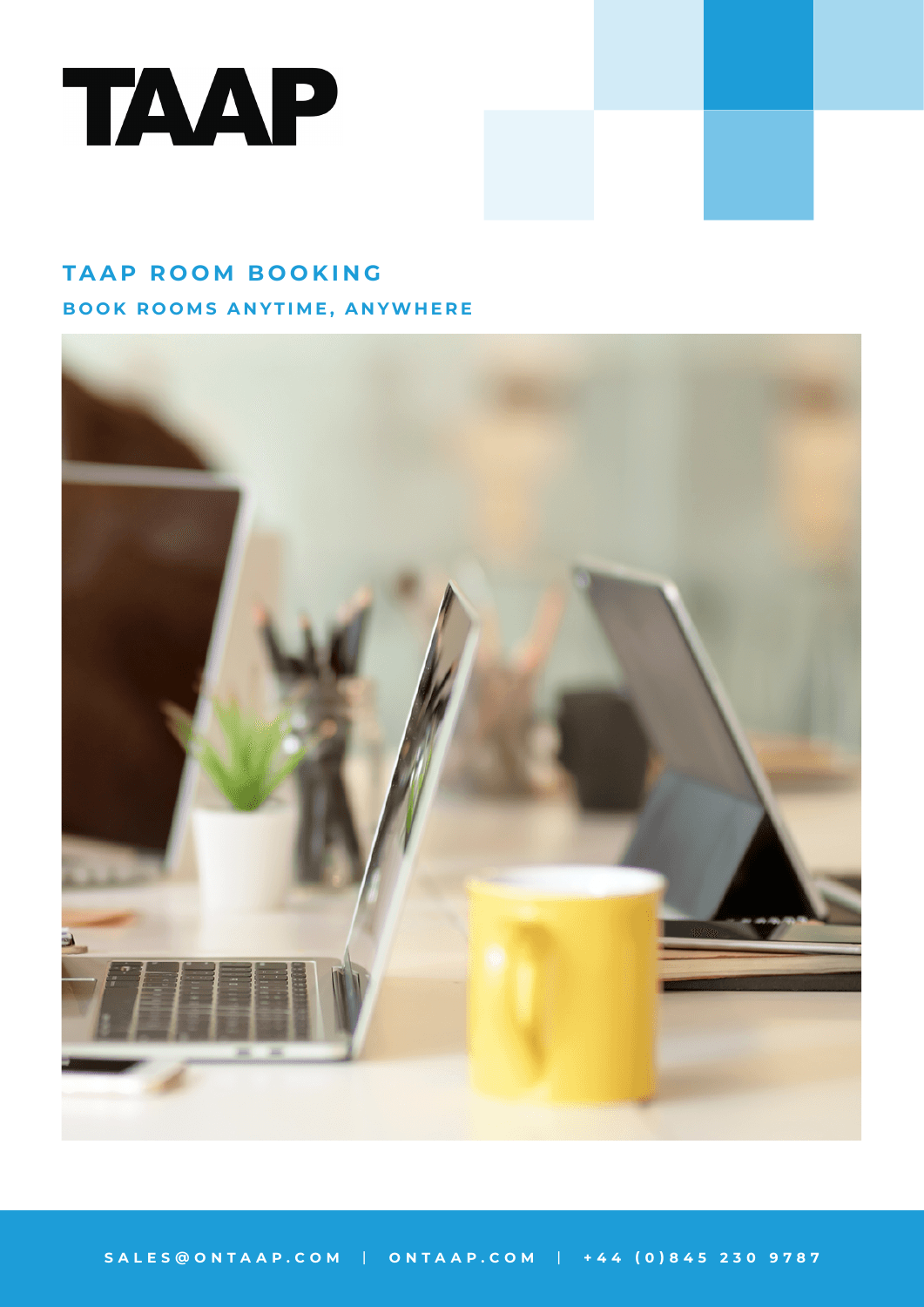# TAAP

## TAAP ROOM BOOKING

### BOOK ROOMS ANYTIME, ANYWHERE

SALES@ONTAAP.COM | ONTAAP.COM | +44 (0)845 230 9787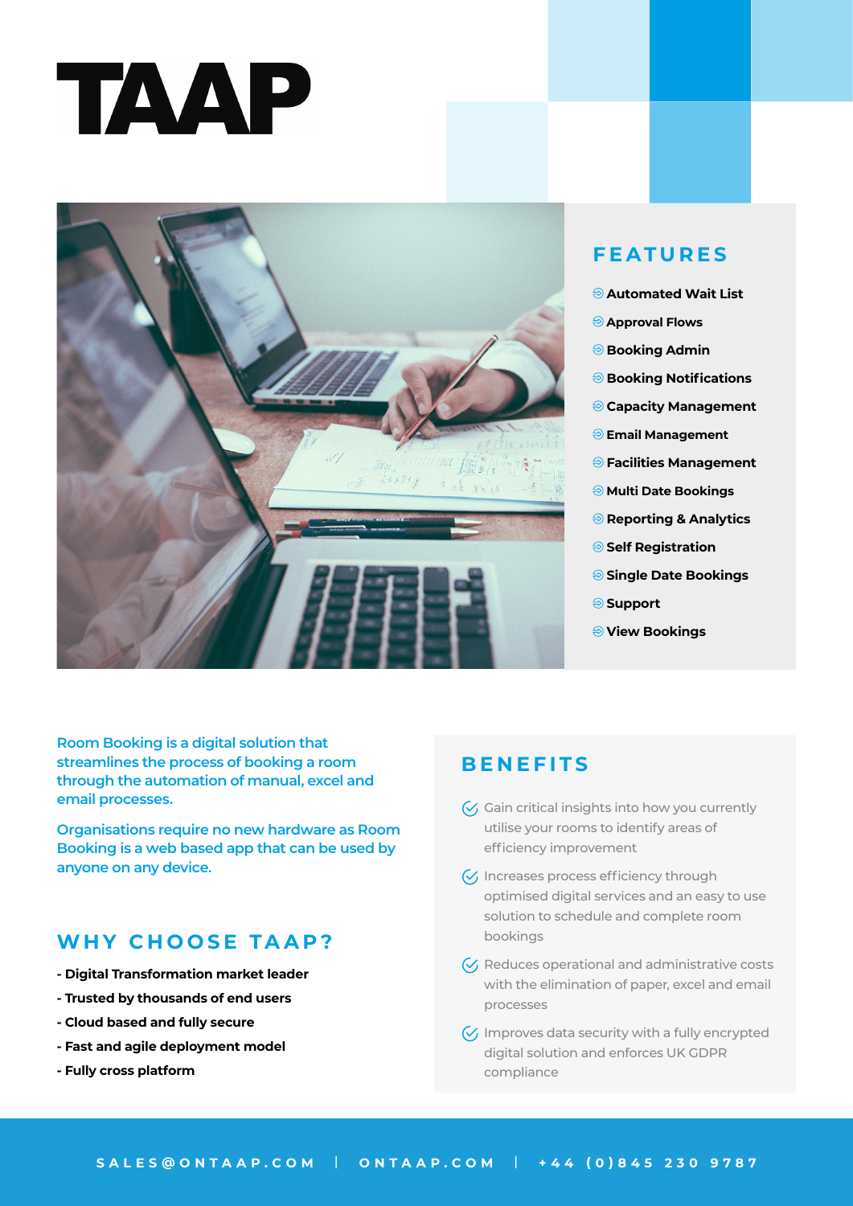# TAAP

## FEATURES

- Automated Wait List
- Approval Flows
- Booking Admin
- Booking Notifications
- Capacity Management
- Email Management
- Facilities Management
- Multi Date Bookings
- Reporting & Analytics
- Self Registration
- Single Date Bookings
- Support
- View Bookings

Room Booking is a digital solution that streamlines the process of booking a room through the automation of manual, excel and email processes.

Organisations require no new hardware as Room Booking is a web based app that can be used by anyone on any device.

## WHY CHOOSE TAAP?

**- Digital Transformation market leader**

**- Trusted by thousands of end users**

**- Cloud based and fully secure**

**- Fast and agile deployment model**

**- Fully cross platform**

## BENEFITS

- Gain critical insights into how you currently utilise your rooms to identify areas of efficiency improvement
- Increases process efficiency through optimised digital services and an easy to use solution to schedule and complete room bookings
- Reduces operational and administrative costs with the elimination of paper, excel and email processes
- Improves data security with a fully encrypted digital solution and enforces UK GDPR compliance

SALES@ONTAAP.COM | ONTAAP.COM | +44 (0)845 230 9787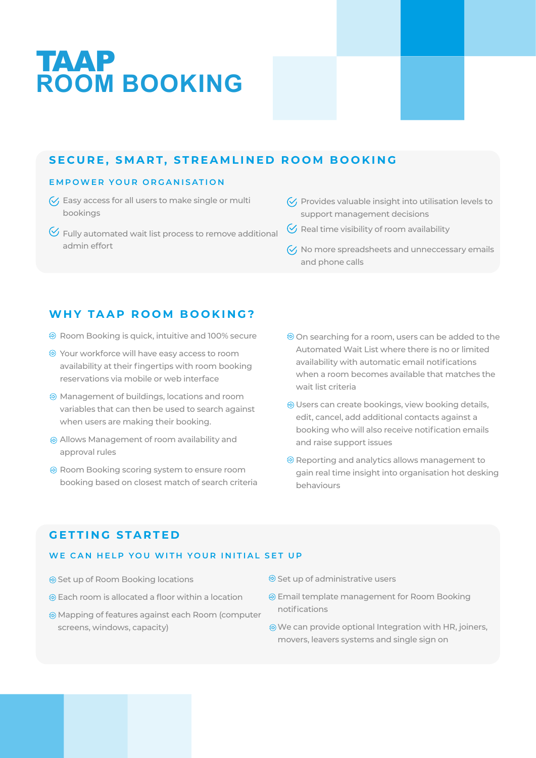# TAAP
# ROOM BOOKING

## SECURE, SMART, STREAMLINED ROOM BOOKING

### EMPOWER YOUR ORGANISATION

- Easy access for all users to make single or multi bookings
- Fully automated wait list process to remove additional admin effort
- Provides valuable insight into utilisation levels to support management decisions
- Real time visibility of room availability
- No more spreadsheets and unneccessary emails and phone calls

## WHY TAAP ROOM BOOKING?

- Room Booking is quick, intuitive and 100% secure
- Your workforce will have easy access to room availability at their fingertips with room booking reservations via mobile or web interface
- Management of buildings, locations and room variables that can then be used to search against when users are making their booking.
- Allows Management of room availability and approval rules
- Room Booking scoring system to ensure room booking based on closest match of search criteria
- On searching for a room, users can be added to the Automated Wait List where there is no or limited availability with automatic email notifications when a room becomes available that matches the wait list criteria
- Users can create bookings, view booking details, edit, cancel, add additional contacts against a booking who will also receive notification emails and raise support issues
- Reporting and analytics allows management to gain real time insight into organisation hot desking behaviours

## GETTING STARTED

### WE CAN HELP YOU WITH YOUR INITIAL SET UP

- Set up of Room Booking locations
- Each room is allocated a floor within a location
- Mapping of features against each Room (computer screens, windows, capacity)
- Set up of administrative users
- Email template management for Room Booking notifications
- We can provide optional Integration with HR, joiners, movers, leavers systems and single sign on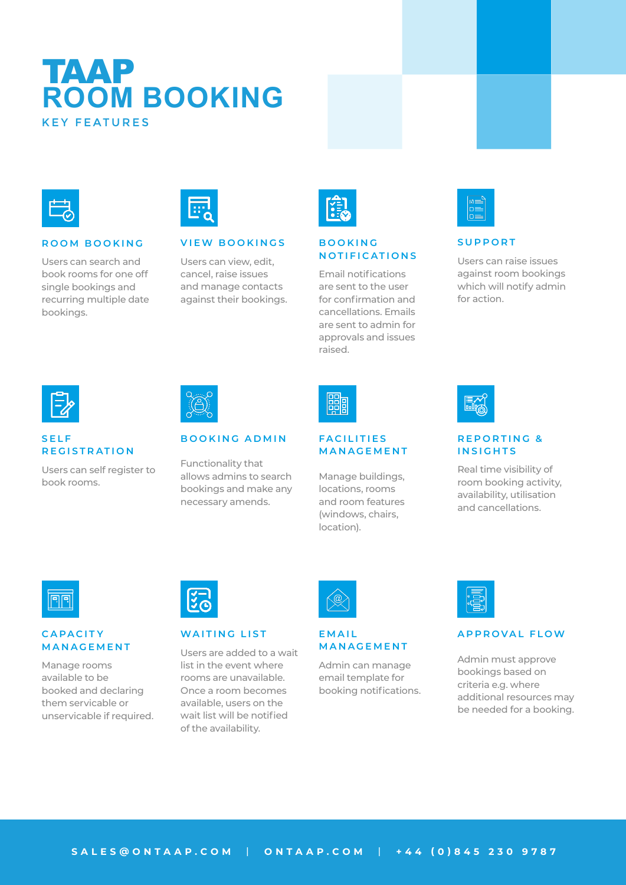# TAAP
# ROOM BOOKING

## KEY FEATURES

### ROOM BOOKING

Users can search and book rooms for one off single bookings and recurring multiple date bookings.

### VIEW BOOKINGS

Users can view, edit, cancel, raise issues and manage contacts against their bookings.

### BOOKING NOTIFICATIONS

Email notifications are sent to the user for confirmation and cancellations. Emails are sent to admin for approvals and issues raised.

### SUPPORT

Users can raise issues against room bookings which will notify admin for action.

### SELF REGISTRATION

Users can self register to book rooms.

### BOOKING ADMIN

Functionality that allows admins to search bookings and make any necessary amends.

### FACILITIES MANAGEMENT

Manage buildings, locations, rooms and room features (windows, chairs, location).

### REPORTING & INSIGHTS

Real time visibility of room booking activity, availability, utilisation and cancellations.

### CAPACITY MANAGEMENT

Manage rooms available to be booked and declaring them servicable or unservicable if required.

### WAITING LIST

Users are added to a wait list in the event where rooms are unavailable. Once a room becomes available, users on the wait list will be notified of the availability.

### EMAIL MANAGEMENT

Admin can manage email template for booking notifications.

### APPROVAL FLOW

Admin must approve bookings based on criteria e.g. where additional resources may be needed for a booking.

SALES@ONTAAP.COM | ONTAAP.COM | +44 (0)845 230 9787